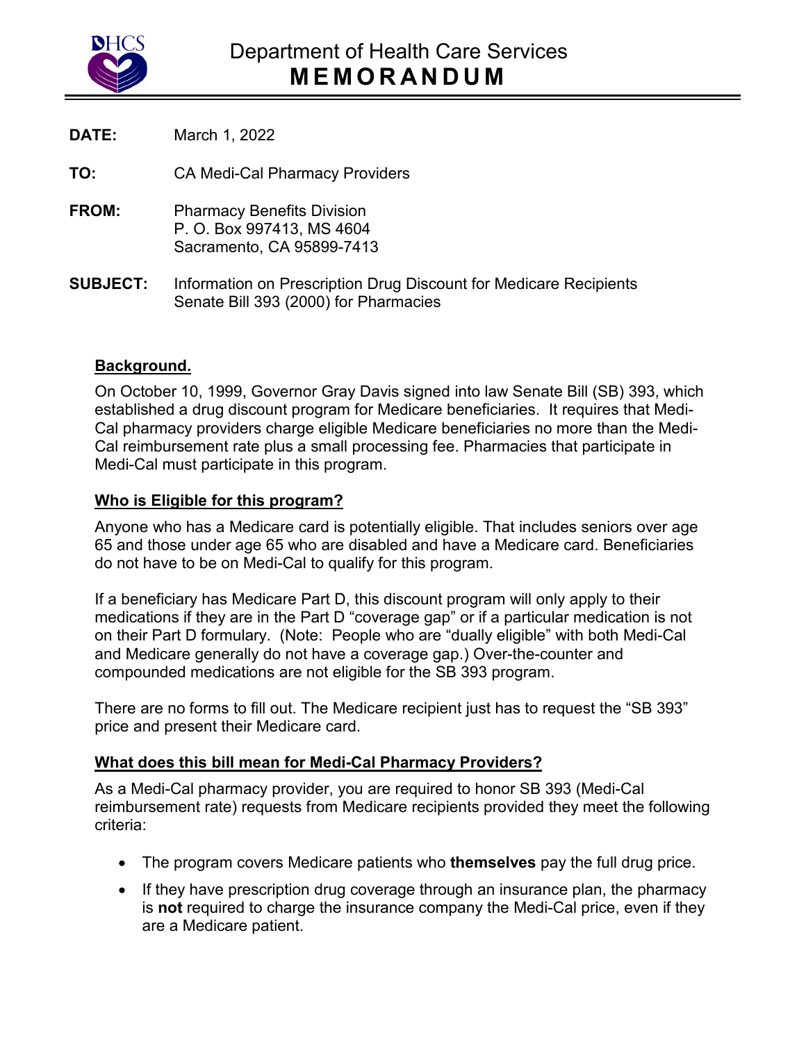# Department of Health Care Services
# MEMORANDUM

**DATE:** March 1, 2022

**TO:** CA Medi-Cal Pharmacy Providers

**FROM:** Pharmacy Benefits Division
P. O. Box 997413, MS 4604
Sacramento, CA 95899-7413

**SUBJECT:** Information on Prescription Drug Discount for Medicare Recipients Senate Bill 393 (2000) for Pharmacies

## Background.

On October 10, 1999, Governor Gray Davis signed into law Senate Bill (SB) 393, which established a drug discount program for Medicare beneficiaries. It requires that Medi-Cal pharmacy providers charge eligible Medicare beneficiaries no more than the Medi-Cal reimbursement rate plus a small processing fee. Pharmacies that participate in Medi-Cal must participate in this program.

## Who is Eligible for this program?

Anyone who has a Medicare card is potentially eligible. That includes seniors over age 65 and those under age 65 who are disabled and have a Medicare card. Beneficiaries do not have to be on Medi-Cal to qualify for this program.

If a beneficiary has Medicare Part D, this discount program will only apply to their medications if they are in the Part D "coverage gap" or if a particular medication is not on their Part D formulary. (Note: People who are "dually eligible" with both Medi-Cal and Medicare generally do not have a coverage gap.) Over-the-counter and compounded medications are not eligible for the SB 393 program.

There are no forms to fill out. The Medicare recipient just has to request the "SB 393" price and present their Medicare card.

## What does this bill mean for Medi-Cal Pharmacy Providers?

As a Medi-Cal pharmacy provider, you are required to honor SB 393 (Medi-Cal reimbursement rate) requests from Medicare recipients provided they meet the following criteria:

- The program covers Medicare patients who **themselves** pay the full drug price.
- If they have prescription drug coverage through an insurance plan, the pharmacy is **not** required to charge the insurance company the Medi-Cal price, even if they are a Medicare patient.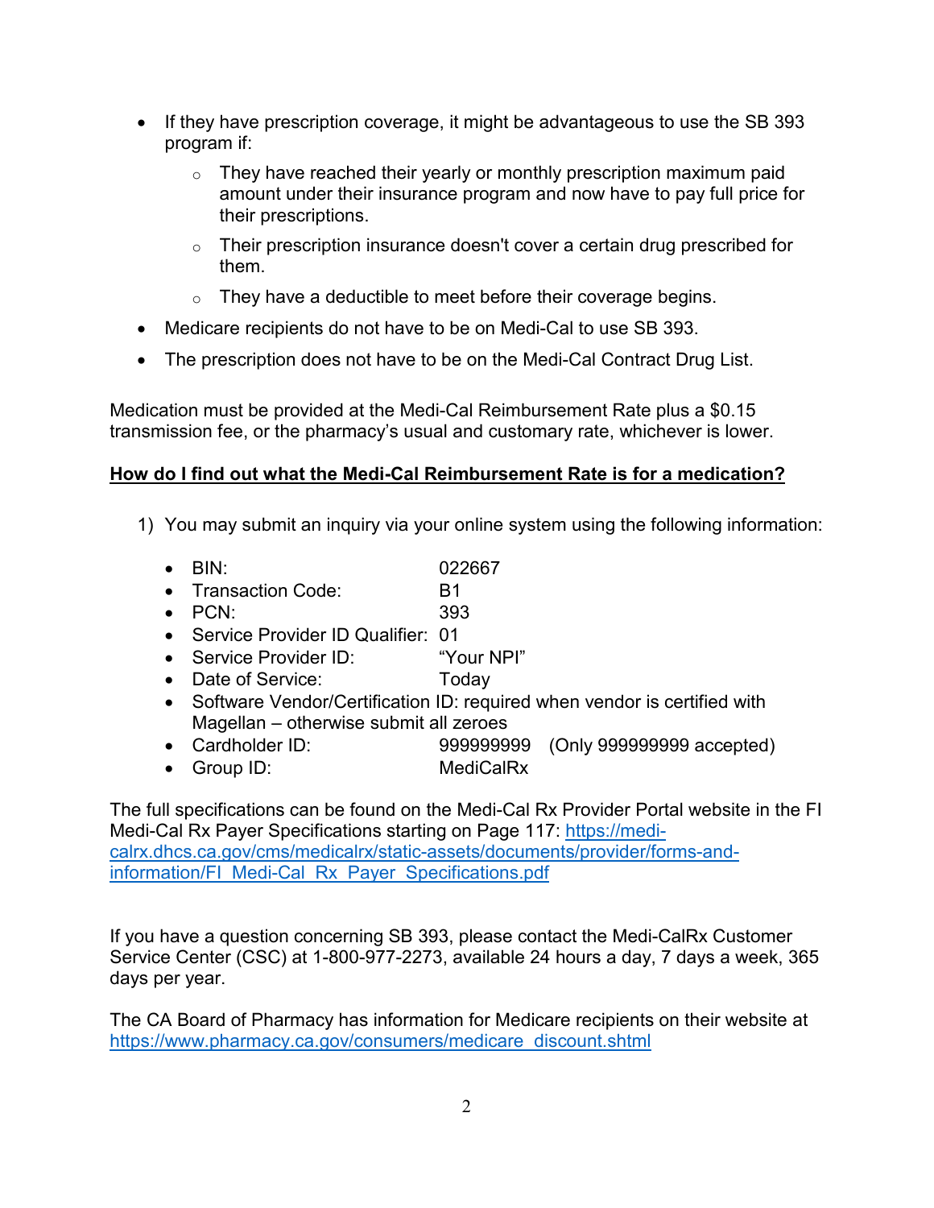- If they have prescription coverage, it might be advantageous to use the SB 393 program if:
  - They have reached their yearly or monthly prescription maximum paid amount under their insurance program and now have to pay full price for their prescriptions.
  - Their prescription insurance doesn't cover a certain drug prescribed for them.
  - They have a deductible to meet before their coverage begins.
- Medicare recipients do not have to be on Medi-Cal to use SB 393.
- The prescription does not have to be on the Medi-Cal Contract Drug List.

Medication must be provided at the Medi-Cal Reimbursement Rate plus a $0.15 transmission fee, or the pharmacy's usual and customary rate, whichever is lower.

**<u>How do I find out what the Medi-Cal Reimbursement Rate is for a medication?</u>**

1) You may submit an inquiry via your online system using the following information:

   - BIN: 022667
   - Transaction Code: B1
   - PCN: 393
   - Service Provider ID Qualifier: 01
   - Service Provider ID: "Your NPI"
   - Date of Service: Today
   - Software Vendor/Certification ID: required when vendor is certified with Magellan – otherwise submit all zeroes
   - Cardholder ID: 999999999 (Only 999999999 accepted)
   - Group ID: MediCalRx

The full specifications can be found on the Medi-Cal Rx Provider Portal website in the FI Medi-Cal Rx Payer Specifications starting on Page 117: [https://medi-calrx.dhcs.ca.gov/cms/medicalrx/static-assets/documents/provider/forms-and-information/FI_Medi-Cal_Rx_Payer_Specifications.pdf](https://medi-calrx.dhcs.ca.gov/cms/medicalrx/static-assets/documents/provider/forms-and-information/FI_Medi-Cal_Rx_Payer_Specifications.pdf)

If you have a question concerning SB 393, please contact the Medi-CalRx Customer Service Center (CSC) at 1-800-977-2273, available 24 hours a day, 7 days a week, 365 days per year.

The CA Board of Pharmacy has information for Medicare recipients on their website at [https://www.pharmacy.ca.gov/consumers/medicare_discount.shtml](https://www.pharmacy.ca.gov/consumers/medicare_discount.shtml)